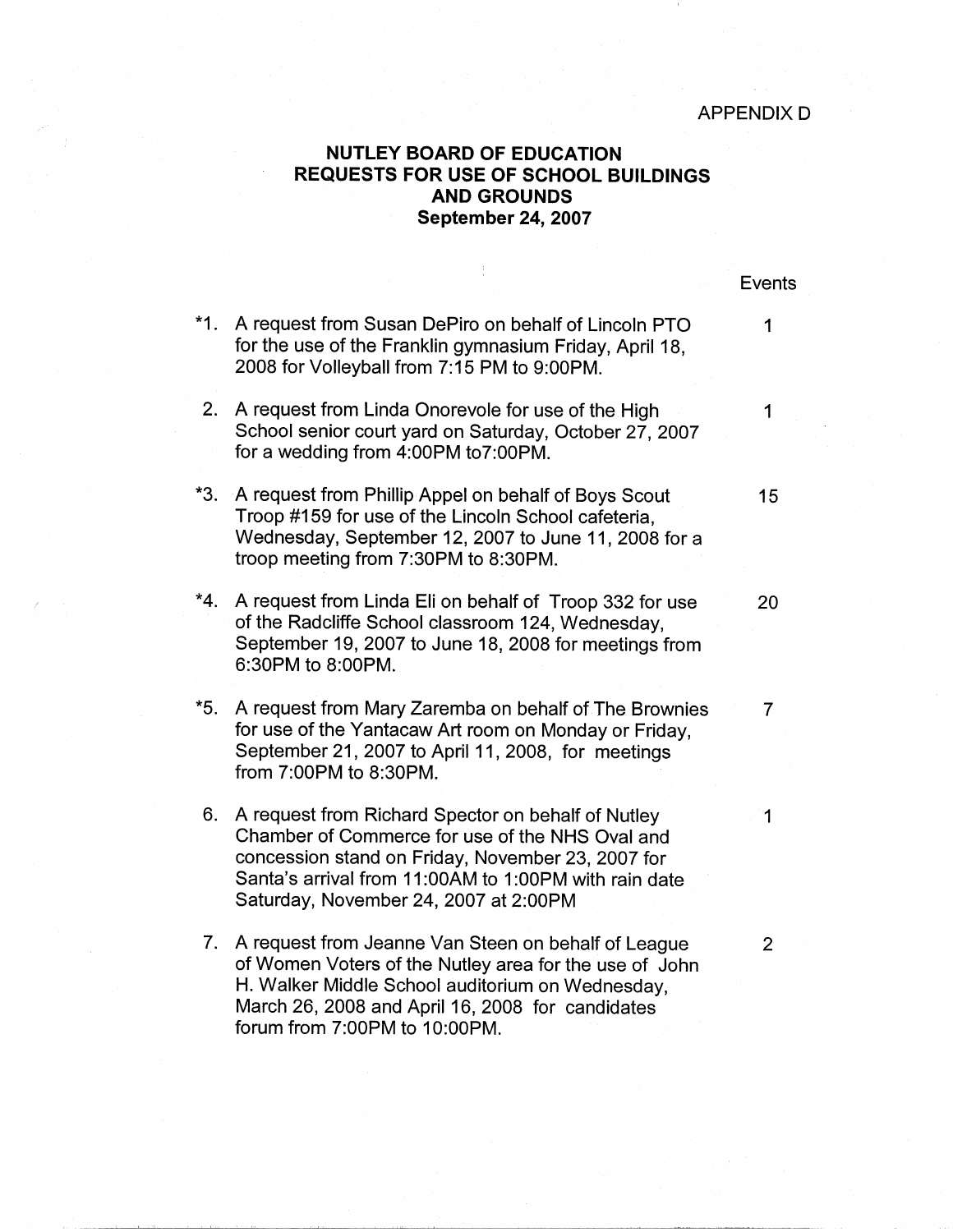APPENDIX D

# NUTLEY BOARD OF EDUCATION
# REQUESTS FOR USE OF SCHOOL BUILDINGS AND GROUNDS
## September 24, 2007

| | | Events |
|---|---|---|
| *1. | A request from Susan DePiro on behalf of Lincoln PTO for the use of the Franklin gymnasium Friday, April 18, 2008 for Volleyball from 7:15 PM to 9:00PM. | 1 |
| 2. | A request from Linda Onorevole for use of the High School senior court yard on Saturday, October 27, 2007 for a wedding from 4:00PM to7:00PM. | 1 |
| *3. | A request from Phillip Appel on behalf of Boys Scout Troop #159 for use of the Lincoln School cafeteria, Wednesday, September 12, 2007 to June 11, 2008 for a troop meeting from 7:30PM to 8:30PM. | 15 |
| *4. | A request from Linda Eli on behalf of Troop 332 for use of the Radcliffe School classroom 124, Wednesday, September 19, 2007 to June 18, 2008 for meetings from 6:30PM to 8:00PM. | 20 |
| *5. | A request from Mary Zaremba on behalf of The Brownies for use of the Yantacaw Art room on Monday or Friday, September 21, 2007 to April 11, 2008, for meetings from 7:00PM to 8:30PM. | 7 |
| 6. | A request from Richard Spector on behalf of Nutley Chamber of Commerce for use of the NHS Oval and concession stand on Friday, November 23, 2007 for Santa's arrival from 11:00AM to 1:00PM with rain date Saturday, November 24, 2007 at 2:00PM | 1 |
| 7. | A request from Jeanne Van Steen on behalf of League of Women Voters of the Nutley area for the use of John H. Walker Middle School auditorium on Wednesday, March 26, 2008 and April 16, 2008 for candidates forum from 7:00PM to 10:00PM. | 2 |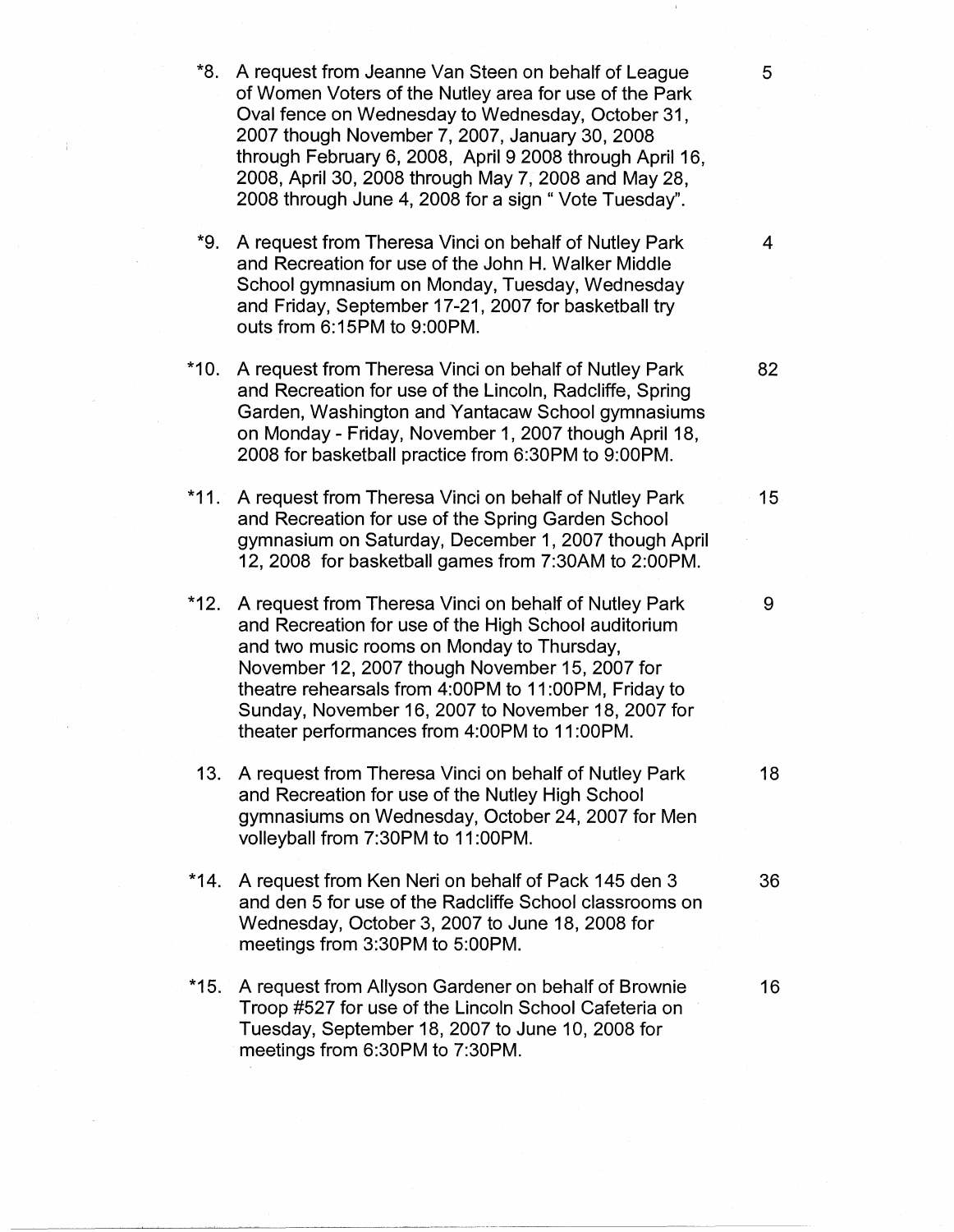*8. A request from Jeanne Van Steen on behalf of League of Women Voters of the Nutley area for use of the Park Oval fence on Wednesday to Wednesday, October 31, 2007 though November 7, 2007, January 30, 2008 through February 6, 2008, April 9 2008 through April 16, 2008, April 30, 2008 through May 7, 2008 and May 28, 2008 through June 4, 2008 for a sign " Vote Tuesday". — 5

*9. A request from Theresa Vinci on behalf of Nutley Park and Recreation for use of the John H. Walker Middle School gymnasium on Monday, Tuesday, Wednesday and Friday, September 17-21, 2007 for basketball try outs from 6:15PM to 9:00PM. — 4

*10. A request from Theresa Vinci on behalf of Nutley Park and Recreation for use of the Lincoln, Radcliffe, Spring Garden, Washington and Yantacaw School gymnasiums on Monday - Friday, November 1, 2007 though April 18, 2008 for basketball practice from 6:30PM to 9:00PM. — 82

*11. A request from Theresa Vinci on behalf of Nutley Park and Recreation for use of the Spring Garden School gymnasium on Saturday, December 1, 2007 though April 12, 2008 for basketball games from 7:30AM to 2:00PM. — 15

*12. A request from Theresa Vinci on behalf of Nutley Park and Recreation for use of the High School auditorium and two music rooms on Monday to Thursday, November 12, 2007 though November 15, 2007 for theatre rehearsals from 4:00PM to 11:00PM, Friday to Sunday, November 16, 2007 to November 18, 2007 for theater performances from 4:00PM to 11:00PM. — 9

13. A request from Theresa Vinci on behalf of Nutley Park and Recreation for use of the Nutley High School gymnasiums on Wednesday, October 24, 2007 for Men volleyball from 7:30PM to 11:00PM. — 18

*14. A request from Ken Neri on behalf of Pack 145 den 3 and den 5 for use of the Radcliffe School classrooms on Wednesday, October 3, 2007 to June 18, 2008 for meetings from 3:30PM to 5:00PM. — 36

*15. A request from Allyson Gardener on behalf of Brownie Troop #527 for use of the Lincoln School Cafeteria on Tuesday, September 18, 2007 to June 10, 2008 for meetings from 6:30PM to 7:30PM. — 16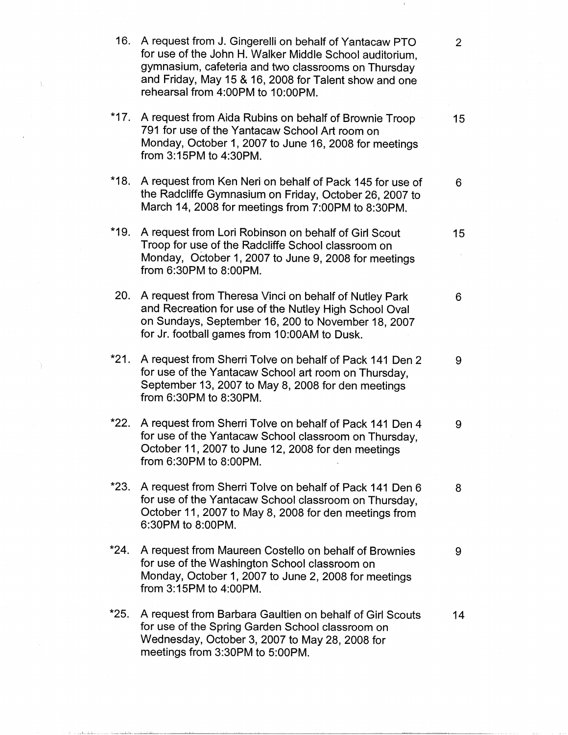16\. A request from J. Gingerelli on behalf of Yantacaw PTO for use of the John H. Walker Middle School auditorium, gymnasium, cafeteria and two classrooms on Thursday and Friday, May 15 & 16, 2008 for Talent show and one rehearsal from 4:00PM to 10:00PM. — 2

*17. A request from Aida Rubins on behalf of Brownie Troop 791 for use of the Yantacaw School Art room on Monday, October 1, 2007 to June 16, 2008 for meetings from 3:15PM to 4:30PM. — 15

*18. A request from Ken Neri on behalf of Pack 145 for use of the Radcliffe Gymnasium on Friday, October 26, 2007 to March 14, 2008 for meetings from 7:00PM to 8:30PM. — 6

*19. A request from Lori Robinson on behalf of Girl Scout Troop for use of the Radcliffe School classroom on Monday, October 1, 2007 to June 9, 2008 for meetings from 6:30PM to 8:00PM. — 15

20\. A request from Theresa Vinci on behalf of Nutley Park and Recreation for use of the Nutley High School Oval on Sundays, September 16, 200 to November 18, 2007 for Jr. football games from 10:00AM to Dusk. — 6

*21. A request from Sherri Tolve on behalf of Pack 141 Den 2 for use of the Yantacaw School art room on Thursday, September 13, 2007 to May 8, 2008 for den meetings from 6:30PM to 8:30PM. — 9

*22. A request from Sherri Tolve on behalf of Pack 141 Den 4 for use of the Yantacaw School classroom on Thursday, October 11, 2007 to June 12, 2008 for den meetings from 6:30PM to 8:00PM. — 9

*23. A request from Sherri Tolve on behalf of Pack 141 Den 6 for use of the Yantacaw School classroom on Thursday, October 11, 2007 to May 8, 2008 for den meetings from 6:30PM to 8:00PM. — 8

*24. A request from Maureen Costello on behalf of Brownies for use of the Washington School classroom on Monday, October 1, 2007 to June 2, 2008 for meetings from 3:15PM to 4:00PM. — 9

*25. A request from Barbara Gaultien on behalf of Girl Scouts for use of the Spring Garden School classroom on Wednesday, October 3, 2007 to May 28, 2008 for meetings from 3:30PM to 5:00PM. — 14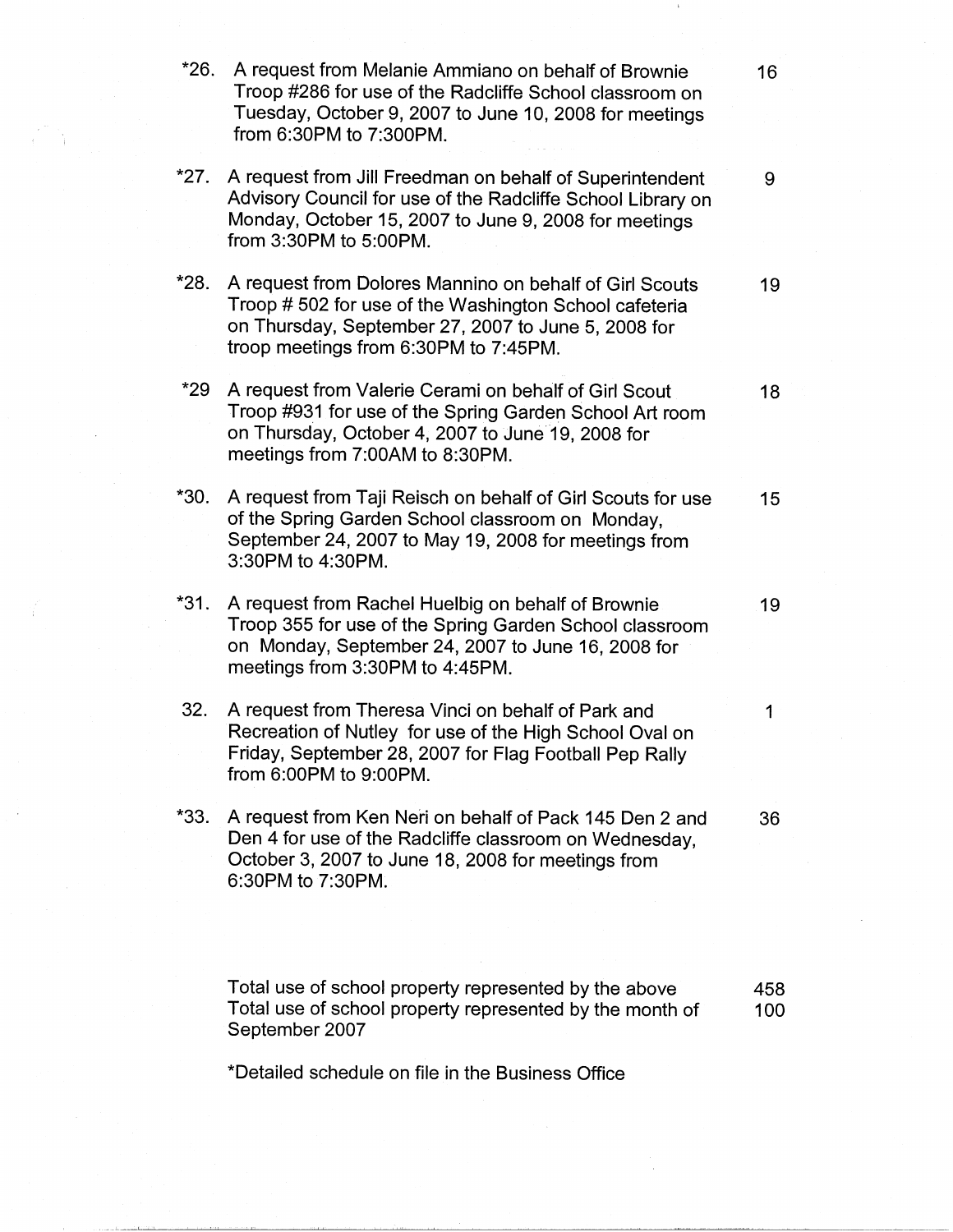*26. A request from Melanie Ammiano on behalf of Brownie Troop #286 for use of the Radcliffe School classroom on Tuesday, October 9, 2007 to June 10, 2008 for meetings from 6:30PM to 7:300PM. — 16

*27. A request from Jill Freedman on behalf of Superintendent Advisory Council for use of the Radcliffe School Library on Monday, October 15, 2007 to June 9, 2008 for meetings from 3:30PM to 5:00PM. — 9

*28. A request from Dolores Mannino on behalf of Girl Scouts Troop # 502 for use of the Washington School cafeteria on Thursday, September 27, 2007 to June 5, 2008 for troop meetings from 6:30PM to 7:45PM. — 19

*29 A request from Valerie Cerami on behalf of Girl Scout Troop #931 for use of the Spring Garden School Art room on Thursday, October 4, 2007 to June 19, 2008 for meetings from 7:00AM to 8:30PM. — 18

*30. A request from Taji Reisch on behalf of Girl Scouts for use of the Spring Garden School classroom on Monday, September 24, 2007 to May 19, 2008 for meetings from 3:30PM to 4:30PM. — 15

*31. A request from Rachel Huelbig on behalf of Brownie Troop 355 for use of the Spring Garden School classroom on Monday, September 24, 2007 to June 16, 2008 for meetings from 3:30PM to 4:45PM. — 19

32. A request from Theresa Vinci on behalf of Park and Recreation of Nutley for use of the High School Oval on Friday, September 28, 2007 for Flag Football Pep Rally from 6:00PM to 9:00PM. — 1

*33. A request from Ken Neri on behalf of Pack 145 Den 2 and Den 4 for use of the Radcliffe classroom on Wednesday, October 3, 2007 to June 18, 2008 for meetings from 6:30PM to 7:30PM. — 36

Total use of school property represented by the above — 458
Total use of school property represented by the month of September 2007 — 100

*Detailed schedule on file in the Business Office